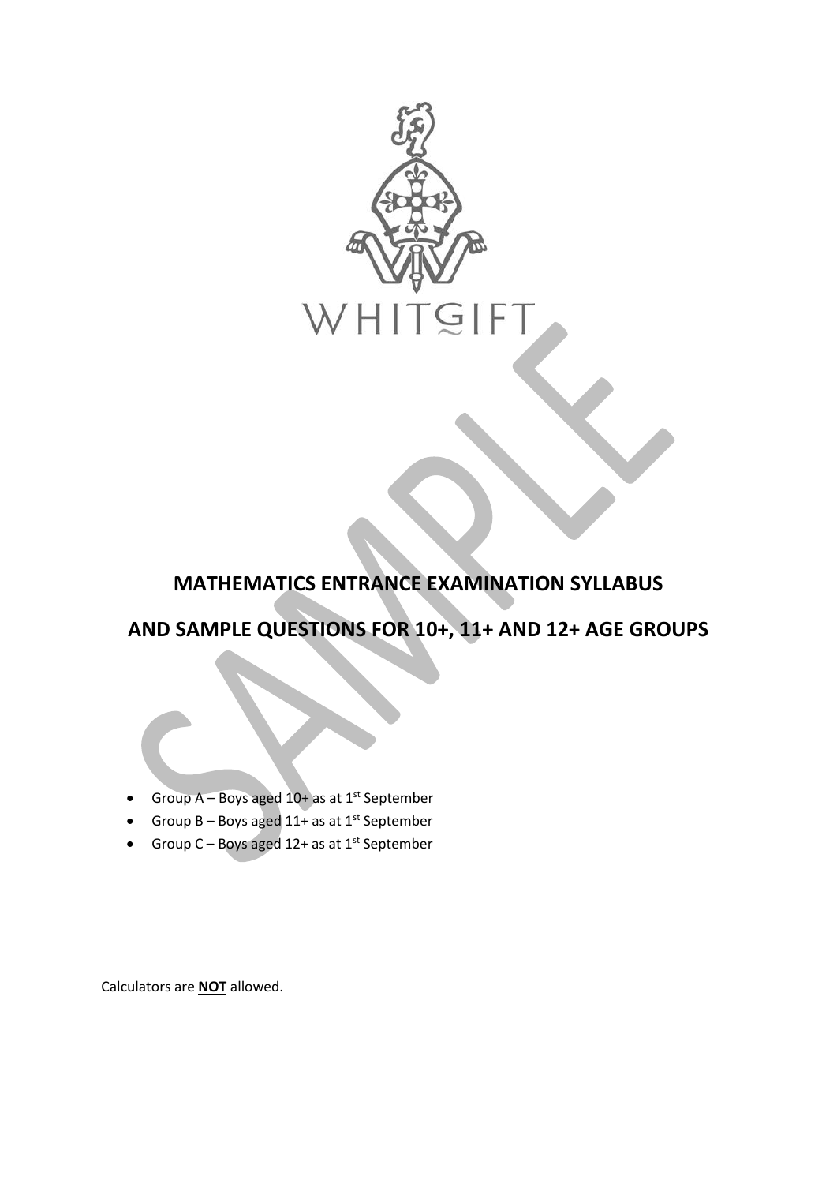WHITGIFT

# MATHEMATICS ENTRANCE EXAMINATION SYLLABUS

# AND SAMPLE QUESTIONS FOR 10+, 11+ AND 12+ AGE GROUPS

- Group A – Boys aged 10+ as at 1st September
- Group B – Boys aged 11+ as at 1st September
- Group C – Boys aged 12+ as at 1st September

Calculators are **NOT** allowed.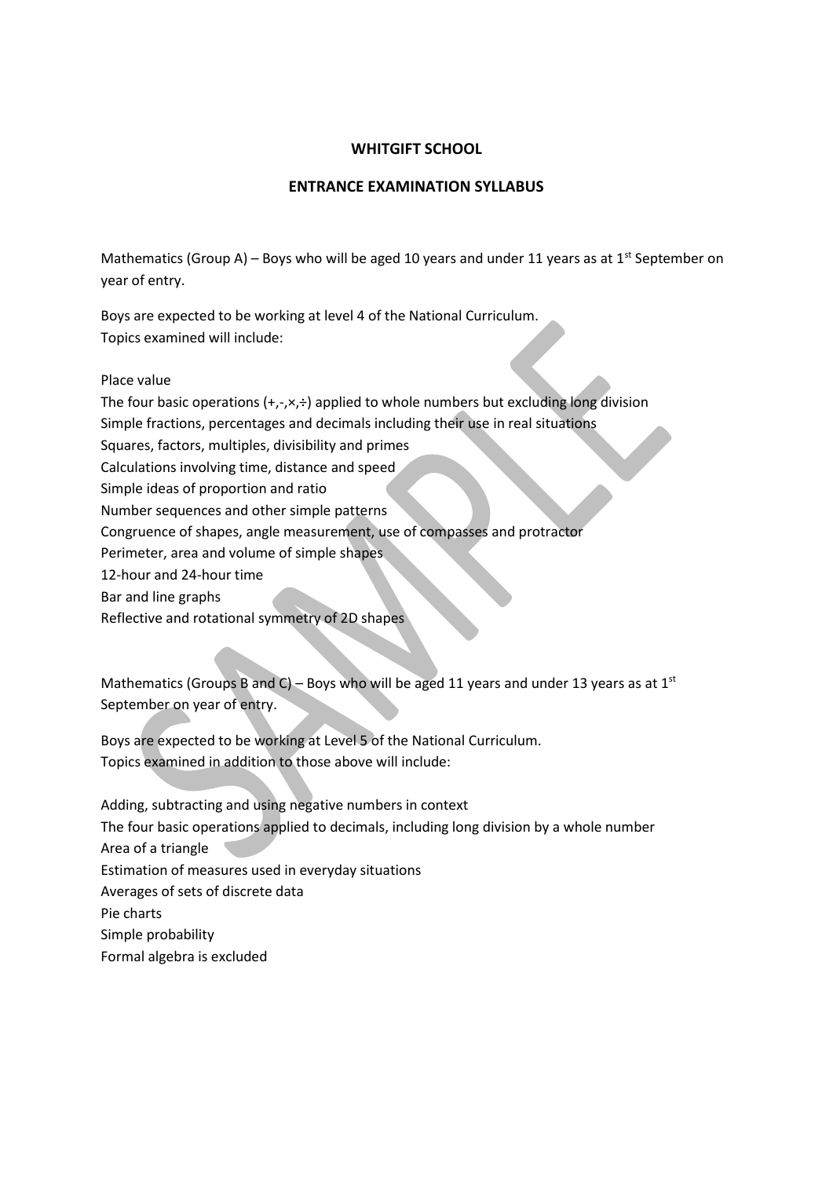**WHITGIFT SCHOOL**

**ENTRANCE EXAMINATION SYLLABUS**

Mathematics (Group A) – Boys who will be aged 10 years and under 11 years as at 1st September on year of entry.

Boys are expected to be working at level 4 of the National Curriculum.
Topics examined will include:

Place value
The four basic operations (+,-,×,÷) applied to whole numbers but excluding long division
Simple fractions, percentages and decimals including their use in real situations
Squares, factors, multiples, divisibility and primes
Calculations involving time, distance and speed
Simple ideas of proportion and ratio
Number sequences and other simple patterns
Congruence of shapes, angle measurement, use of compasses and protractor
Perimeter, area and volume of simple shapes
12-hour and 24-hour time
Bar and line graphs
Reflective and rotational symmetry of 2D shapes

Mathematics (Groups B and C) – Boys who will be aged 11 years and under 13 years as at 1st September on year of entry.

Boys are expected to be working at Level 5 of the National Curriculum.
Topics examined in addition to those above will include:

Adding, subtracting and using negative numbers in context
The four basic operations applied to decimals, including long division by a whole number
Area of a triangle
Estimation of measures used in everyday situations
Averages of sets of discrete data
Pie charts
Simple probability
Formal algebra is excluded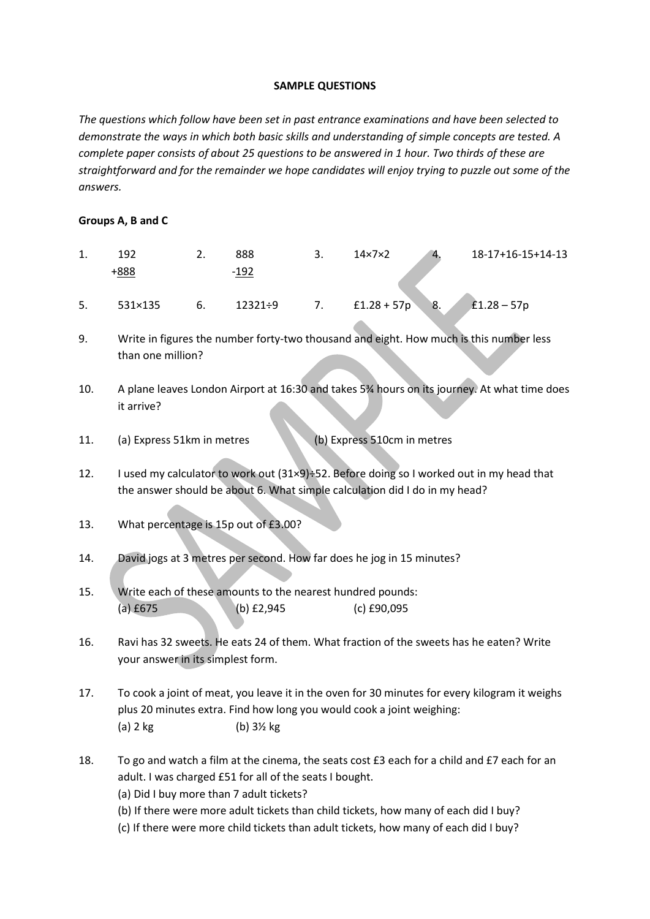**SAMPLE QUESTIONS**

*The questions which follow have been set in past entrance examinations and have been selected to demonstrate the ways in which both basic skills and understanding of simple concepts are tested. A complete paper consists of about 25 questions to be answered in 1 hour. Two thirds of these are straightforward and for the remainder we hope candidates will enjoy trying to puzzle out some of the answers.*

**Groups A, B and C**

1. $\begin{array}{r} 192 \\ +\underline{888} \end{array}$    2. $\begin{array}{r} 888 \\ -\underline{192} \end{array}$    3. $14 \times 7 \times 2$    4. $18-17+16-15+14-13$

5. $531 \times 135$    6. $12321 \div 9$    7. £1.28 + 57p    8. £1.28 – 57p

9. Write in figures the number forty-two thousand and eight. How much is this number less than one million?

10. A plane leaves London Airport at 16:30 and takes 5¾ hours on its journey. At what time does it arrive?

11. (a) Express 51km in metres    (b) Express 510cm in metres

12. I used my calculator to work out $(31 \times 9) \div 52$. Before doing so I worked out in my head that the answer should be about 6. What simple calculation did I do in my head?

13. What percentage is 15p out of £3.00?

14. David jogs at 3 metres per second. How far does he jog in 15 minutes?

15. Write each of these amounts to the nearest hundred pounds:
    (a) £675    (b) £2,945    (c) £90,095

16. Ravi has 32 sweets. He eats 24 of them. What fraction of the sweets has he eaten? Write your answer in its simplest form.

17. To cook a joint of meat, you leave it in the oven for 30 minutes for every kilogram it weighs plus 20 minutes extra. Find how long you would cook a joint weighing:
    (a) 2 kg    (b) 3½ kg

18. To go and watch a film at the cinema, the seats cost £3 each for a child and £7 each for an adult. I was charged £51 for all of the seats I bought.
    (a) Did I buy more than 7 adult tickets?
    (b) If there were more adult tickets than child tickets, how many of each did I buy?
    (c) If there were more child tickets than adult tickets, how many of each did I buy?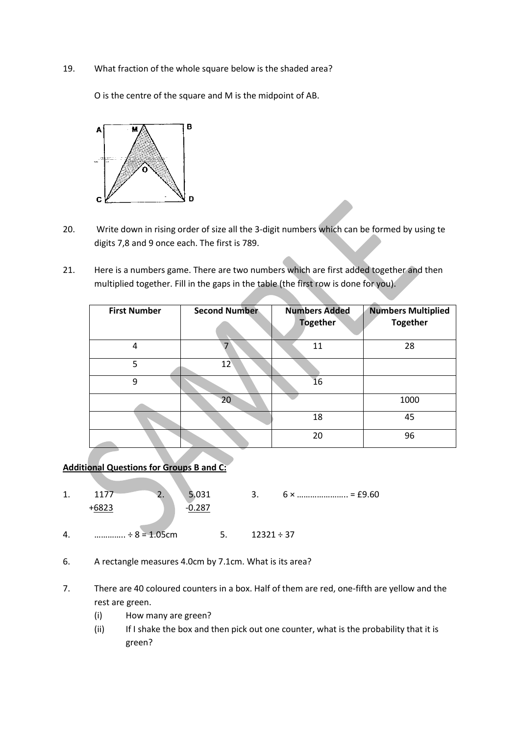19. What fraction of the whole square below is the shaded area?

    O is the centre of the square and M is the midpoint of AB.

20. Write down in rising order of size all the 3-digit numbers which can be formed by using te digits 7,8 and 9 once each. The first is 789.

21. Here is a numbers game. There are two numbers which are first added together and then multiplied together. Fill in the gaps in the table (the first row is done for you).

| First Number | Second Number | Numbers Added Together | Numbers Multiplied Together |
|---|---|---|---|
| 4 | 7 | 11 | 28 |
| 5 | 12 | | |
| 9 | | 16 | |
| | 20 | | 1000 |
| | | 18 | 45 |
| | | 20 | 96 |

**Additional Questions for Groups B and C:**

1. $$\begin{array}{r} 1177 \\ +\underline{6823} \end{array}$$

2. $$\begin{array}{r} 5.031 \\ -\underline{0.287} \end{array}$$

3. 6 × ………………….. = £9.60

4. …………. ÷ 8 = 1.05cm

5. 12321 ÷ 37

6. A rectangle measures 4.0cm by 7.1cm. What is its area?

7. There are 40 coloured counters in a box. Half of them are red, one-fifth are yellow and the rest are green.
   (i) How many are green?
   (ii) If I shake the box and then pick out one counter, what is the probability that it is green?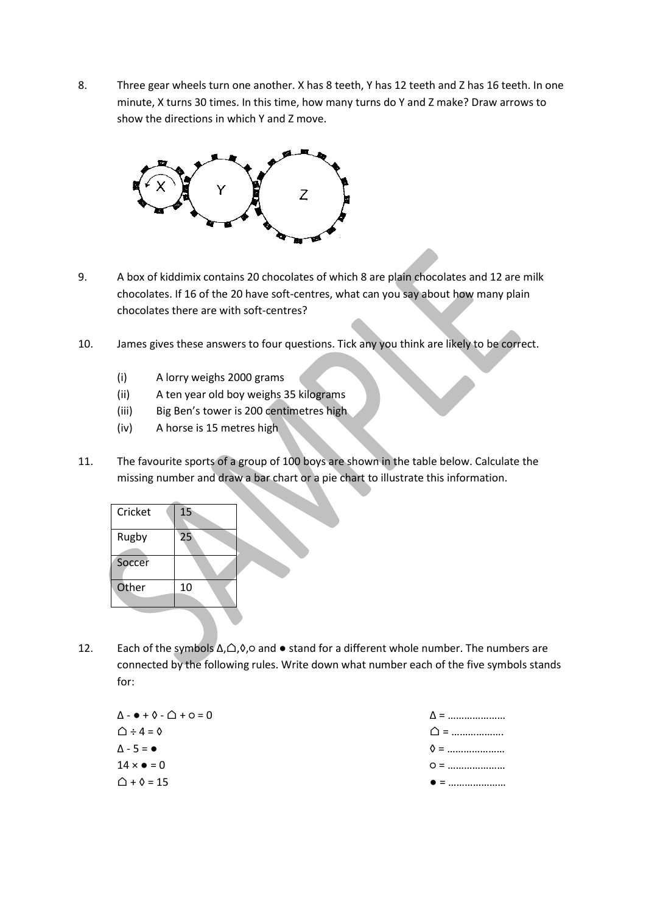8. Three gear wheels turn one another. X has 8 teeth, Y has 12 teeth and Z has 16 teeth. In one minute, X turns 30 times. In this time, how many turns do Y and Z make? Draw arrows to show the directions in which Y and Z move.

9. A box of kiddimix contains 20 chocolates of which 8 are plain chocolates and 12 are milk chocolates. If 16 of the 20 have soft-centres, what can you say about how many plain chocolates there are with soft-centres?

10. James gives these answers to four questions. Tick any you think are likely to be correct.

    (i) A lorry weighs 2000 grams
    (ii) A ten year old boy weighs 35 kilograms
    (iii) Big Ben's tower is 200 centimetres high
    (iv) A horse is 15 metres high

11. The favourite sports of a group of 100 boys are shown in the table below. Calculate the missing number and draw a bar chart or a pie chart to illustrate this information.

| Cricket | 15 |
|---|---|
| Rugby | 25 |
| Soccer | |
| Other | 10 |

12. Each of the symbols Δ,☖,◊,○ and ● stand for a different whole number. The numbers are connected by the following rules. Write down what number each of the five symbols stands for:

Δ - ● + ◊ - ☖ + ○ = 0 Δ = …………………

☖ ÷ 4 = ◊ ☖ = ………………

Δ - 5 = ● ◊ = …………………

14 × ● = 0 ○ = …………………

☖ + ◊ = 15 ● = …………………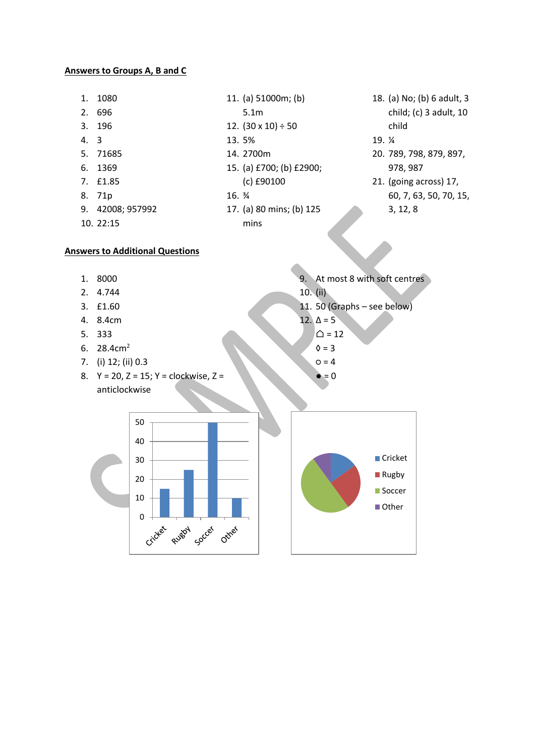## Answers to Groups A, B and C

1. 1080
2. 696
3. 196
4. 3
5. 71685
6. 1369
7. £1.85
8. 71p
9. 42008; 957992
10. 22:15
11. (a) 51000m; (b) 5.1m
12. (30 x 10) ÷ 50
13. 5%
14. 2700m
15. (a) £700; (b) £2900; (c) £90100
16. ¾
17. (a) 80 mins; (b) 125 mins
18. (a) No; (b) 6 adult, 3 child; (c) 3 adult, 10 child
19. ¼
20. 789, 798, 879, 897, 978, 987
21. (going across) 17, 60, 7, 63, 50, 70, 15, 3, 12, 8

## Answers to Additional Questions

1. 8000
2. 4.744
3. £1.60
4. 8.4cm
5. 333
6. 28.4cm$^2$
7. (i) 12; (ii) 0.3
8. Y = 20, Z = 15; Y = clockwise, Z = anticlockwise
9. At most 8 with soft centres
10. (ii)
11. 50 (Graphs – see below)
12. ∆ = 5

    ⌂ = 12

    ◊ = 3

    ○ = 4

    ● = 0

50
40
30
20
10
0
Cricket
Rugby
Soccer
Other

Cricket
Rugby
Soccer
Other